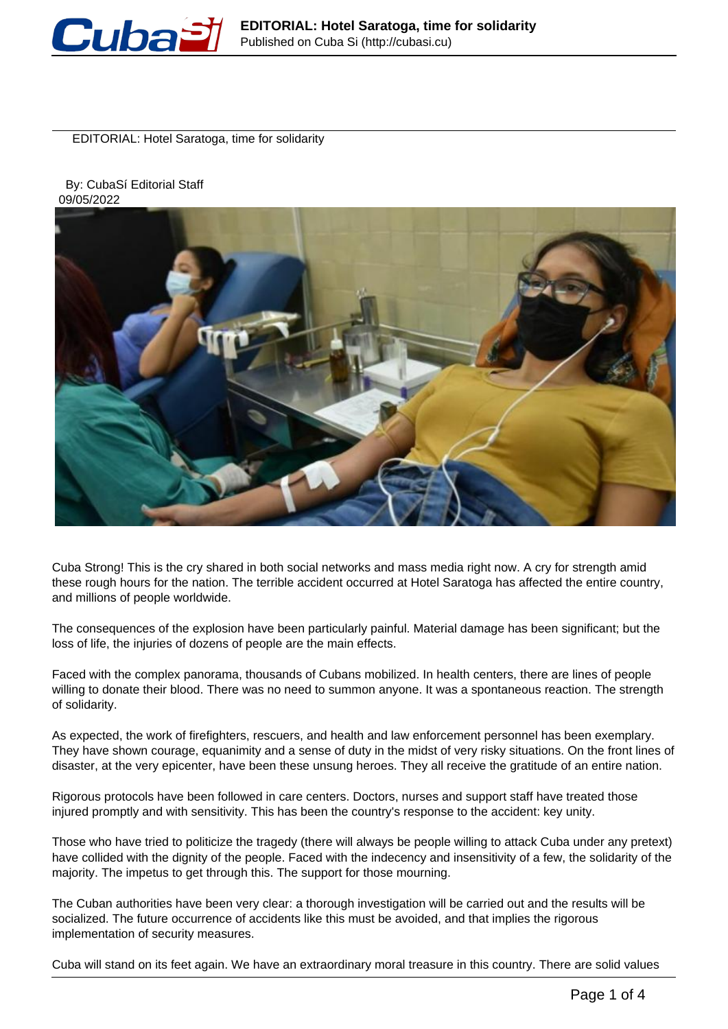# EDITORIAL: Hotel Saratoga, time for solidarity

By: CubaSí Editorial Staff
09/05/2022

Cuba Strong! This is the cry shared in both social networks and mass media right now. A cry for strength amid these rough hours for the nation. The terrible accident occurred at Hotel Saratoga has affected the entire country, and millions of people worldwide.

The consequences of the explosion have been particularly painful. Material damage has been significant; but the loss of life, the injuries of dozens of people are the main effects.

Faced with the complex panorama, thousands of Cubans mobilized. In health centers, there are lines of people willing to donate their blood. There was no need to summon anyone. It was a spontaneous reaction. The strength of solidarity.

As expected, the work of firefighters, rescuers, and health and law enforcement personnel has been exemplary. They have shown courage, equanimity and a sense of duty in the midst of very risky situations. On the front lines of disaster, at the very epicenter, have been these unsung heroes. They all receive the gratitude of an entire nation.

Rigorous protocols have been followed in care centers. Doctors, nurses and support staff have treated those injured promptly and with sensitivity. This has been the country's response to the accident: key unity.

Those who have tried to politicize the tragedy (there will always be people willing to attack Cuba under any pretext) have collided with the dignity of the people. Faced with the indecency and insensitivity of a few, the solidarity of the majority. The impetus to get through this. The support for those mourning.

The Cuban authorities have been very clear: a thorough investigation will be carried out and the results will be socialized. The future occurrence of accidents like this must be avoided, and that implies the rigorous implementation of security measures.

Cuba will stand on its feet again. We have an extraordinary moral treasure in this country. There are solid values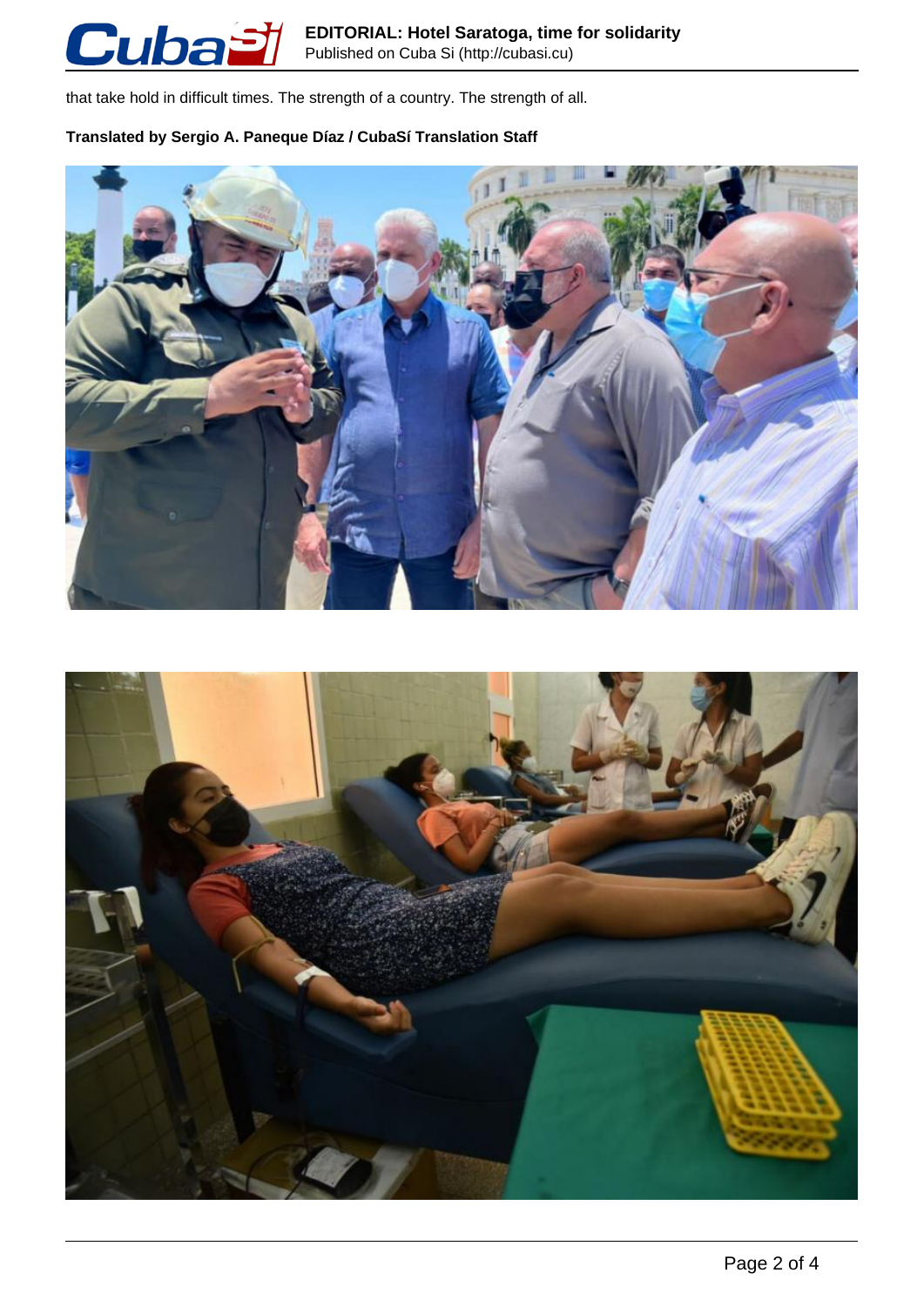that take hold in difficult times. The strength of a country. The strength of all.

**Translated by Sergio A. Paneque Díaz / CubaSí Translation Staff**